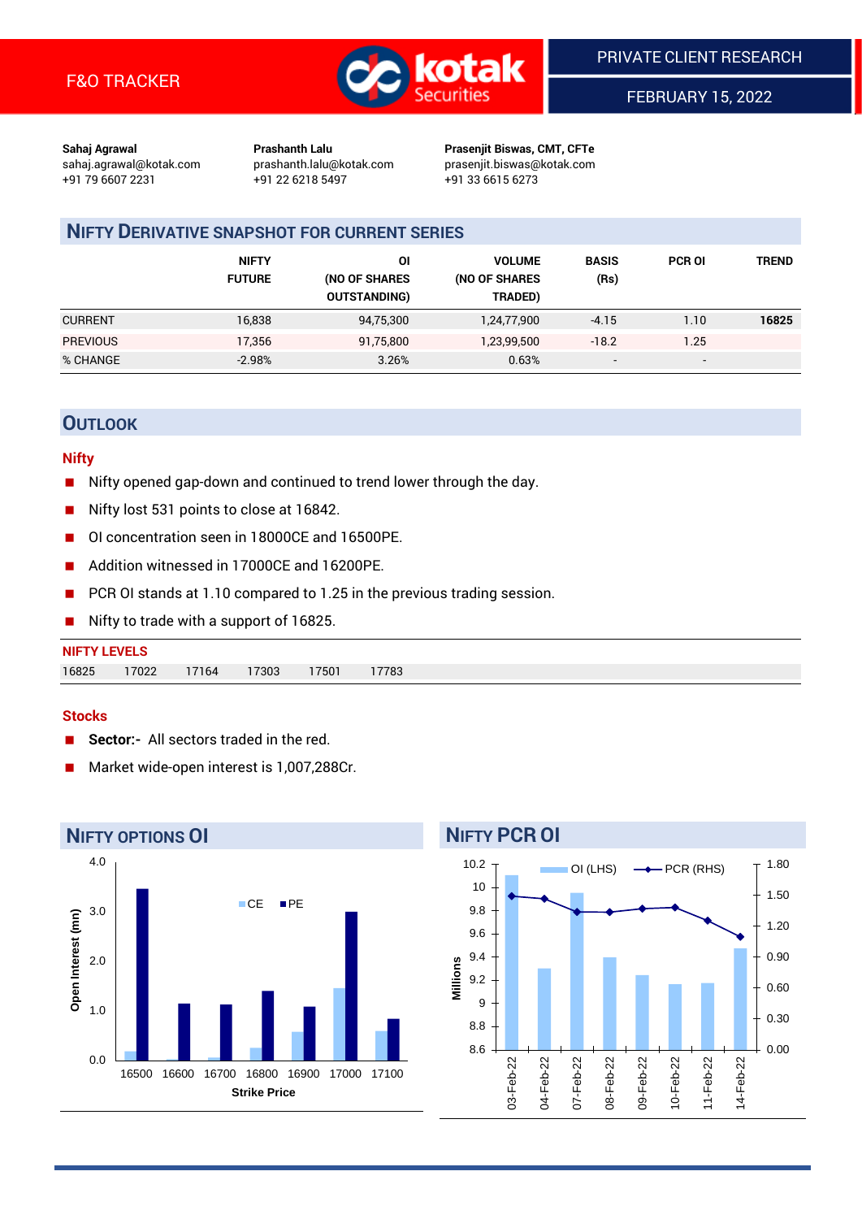F&O TRACKER

PRIVATE CLIENT RESEARCH

FEBRUARY 15, 2022

**Sahaj Agrawal**
sahaj.agrawal@kotak.com
+91 79 6607 2231

**Prashanth Lalu**
prashanth.lalu@kotak.com
+91 22 6218 5497

**Prasenjit Biswas, CMT, CFTe**
prasenjit.biswas@kotak.com
+91 33 6615 6273

## NIFTY DERIVATIVE SNAPSHOT FOR CURRENT SERIES

| | NIFTY FUTURE | OI (NO OF SHARES OUTSTANDING) | VOLUME (NO OF SHARES TRADED) | BASIS (Rs) | PCR OI | TREND |
|---|---|---|---|---|---|---|
| CURRENT | 16,838 | 94,75,300 | 1,24,77,900 | -4.15 | 1.10 | **16825** |
| PREVIOUS | 17,356 | 91,75,800 | 1,23,99,500 | -18.2 | 1.25 | |
| % CHANGE | -2.98% | 3.26% | 0.63% | - | - | |

## OUTLOOK

### Nifty

- Nifty opened gap-down and continued to trend lower through the day.
- Nifty lost 531 points to close at 16842.
- OI concentration seen in 18000CE and 16500PE.
- Addition witnessed in 17000CE and 16200PE.
- PCR OI stands at 1.10 compared to 1.25 in the previous trading session.
- Nifty to trade with a support of 16825.

**NIFTY LEVELS**

| 16825 | 17022 | 17164 | 17303 | 17501 | 17783 |
|---|---|---|---|---|---|

### Stocks

- **Sector:-** All sectors traded in the red.
- Market wide-open interest is 1,007,288Cr.

## NIFTY OPTIONS OI

## NIFTY PCR OI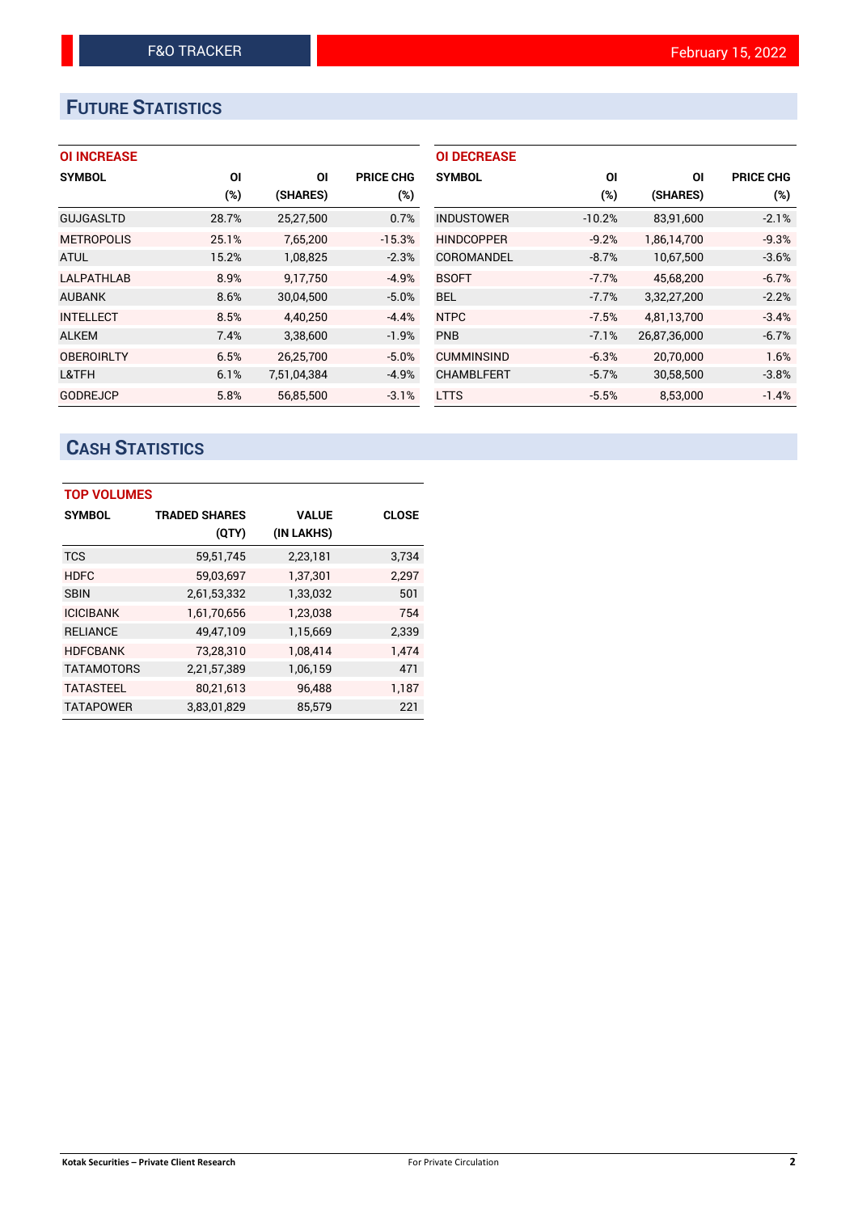## FUTURE STATISTICS

### OI INCREASE

| SYMBOL | OI (%) | OI (SHARES) | PRICE CHG (%) |
|---|---|---|---|
| GUJGASLTD | 28.7% | 25,27,500 | 0.7% |
| METROPOLIS | 25.1% | 7,65,200 | -15.3% |
| ATUL | 15.2% | 1,08,825 | -2.3% |
| LALPATHLAB | 8.9% | 9,17,750 | -4.9% |
| AUBANK | 8.6% | 30,04,500 | -5.0% |
| INTELLECT | 8.5% | 4,40,250 | -4.4% |
| ALKEM | 7.4% | 3,38,600 | -1.9% |
| OBEROIRLTY | 6.5% | 26,25,700 | -5.0% |
| L&TFH | 6.1% | 7,51,04,384 | -4.9% |
| GODREJCP | 5.8% | 56,85,500 | -3.1% |

### OI DECREASE

| SYMBOL | OI (%) | OI (SHARES) | PRICE CHG (%) |
|---|---|---|---|
| INDUSTOWER | -10.2% | 83,91,600 | -2.1% |
| HINDCOPPER | -9.2% | 1,86,14,700 | -9.3% |
| COROMANDEL | -8.7% | 10,67,500 | -3.6% |
| BSOFT | -7.7% | 45,68,200 | -6.7% |
| BEL | -7.7% | 3,32,27,200 | -2.2% |
| NTPC | -7.5% | 4,81,13,700 | -3.4% |
| PNB | -7.1% | 26,87,36,000 | -6.7% |
| CUMMINSIND | -6.3% | 20,70,000 | 1.6% |
| CHAMBLFERT | -5.7% | 30,58,500 | -3.8% |
| LTTS | -5.5% | 8,53,000 | -1.4% |

## CASH STATISTICS

### TOP VOLUMES

| SYMBOL | TRADED SHARES (QTY) | VALUE (IN LAKHS) | CLOSE |
|---|---|---|---|
| TCS | 59,51,745 | 2,23,181 | 3,734 |
| HDFC | 59,03,697 | 1,37,301 | 2,297 |
| SBIN | 2,61,53,332 | 1,33,032 | 501 |
| ICICIBANK | 1,61,70,656 | 1,23,038 | 754 |
| RELIANCE | 49,47,109 | 1,15,669 | 2,339 |
| HDFCBANK | 73,28,310 | 1,08,414 | 1,474 |
| TATAMOTORS | 2,21,57,389 | 1,06,159 | 471 |
| TATASTEEL | 80,21,613 | 96,488 | 1,187 |
| TATAPOWER | 3,83,01,829 | 85,579 | 221 |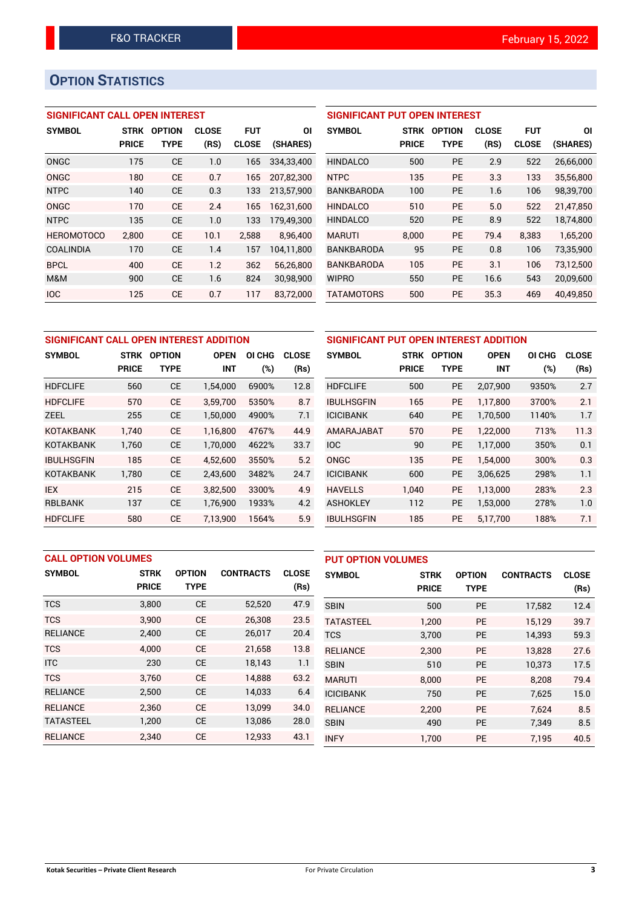## OPTION STATISTICS

### SIGNIFICANT CALL OPEN INTEREST

| SYMBOL | STRK PRICE | OPTION TYPE | CLOSE (RS) | FUT CLOSE | OI (SHARES) |
|---|---|---|---|---|---|
| ONGC | 175 | CE | 1.0 | 165 | 334,33,400 |
| ONGC | 180 | CE | 0.7 | 165 | 207,82,300 |
| NTPC | 140 | CE | 0.3 | 133 | 213,57,900 |
| ONGC | 170 | CE | 2.4 | 165 | 162,31,600 |
| NTPC | 135 | CE | 1.0 | 133 | 179,49,300 |
| HEROMOTOCO | 2,800 | CE | 10.1 | 2,588 | 8,96,400 |
| COALINDIA | 170 | CE | 1.4 | 157 | 104,11,800 |
| BPCL | 400 | CE | 1.2 | 362 | 56,26,800 |
| M&M | 900 | CE | 1.6 | 824 | 30,98,900 |
| IOC | 125 | CE | 0.7 | 117 | 83,72,000 |

### SIGNIFICANT PUT OPEN INTEREST

| SYMBOL | STRK PRICE | OPTION TYPE | CLOSE (RS) | FUT CLOSE | OI (SHARES) |
|---|---|---|---|---|---|
| HINDALCO | 500 | PE | 2.9 | 522 | 26,66,000 |
| NTPC | 135 | PE | 3.3 | 133 | 35,56,800 |
| BANKBARODA | 100 | PE | 1.6 | 106 | 98,39,700 |
| HINDALCO | 510 | PE | 5.0 | 522 | 21,47,850 |
| HINDALCO | 520 | PE | 8.9 | 522 | 18,74,800 |
| MARUTI | 8,000 | PE | 79.4 | 8,383 | 1,65,200 |
| BANKBARODA | 95 | PE | 0.8 | 106 | 73,35,900 |
| BANKBARODA | 105 | PE | 3.1 | 106 | 73,12,500 |
| WIPRO | 550 | PE | 16.6 | 543 | 20,09,600 |
| TATAMOTORS | 500 | PE | 35.3 | 469 | 40,49,850 |

### SIGNIFICANT CALL OPEN INTEREST ADDITION

| SYMBOL | STRK PRICE | OPTION TYPE | OPEN INT | OI CHG (%) | CLOSE (Rs) |
|---|---|---|---|---|---|
| HDFCLIFE | 560 | CE | 1,54,000 | 6900% | 12.8 |
| HDFCLIFE | 570 | CE | 3,59,700 | 5350% | 8.7 |
| ZEEL | 255 | CE | 1,50,000 | 4900% | 7.1 |
| KOTAKBANK | 1,740 | CE | 1,16,800 | 4767% | 44.9 |
| KOTAKBANK | 1,760 | CE | 1,70,000 | 4622% | 33.7 |
| IBULHSGFIN | 185 | CE | 4,52,600 | 3550% | 5.2 |
| KOTAKBANK | 1,780 | CE | 2,43,600 | 3482% | 24.7 |
| IEX | 215 | CE | 3,82,500 | 3300% | 4.9 |
| RBLBANK | 137 | CE | 1,76,900 | 1933% | 4.2 |
| HDFCLIFE | 580 | CE | 7,13,900 | 1564% | 5.9 |

### SIGNIFICANT PUT OPEN INTEREST ADDITION

| SYMBOL | STRK PRICE | OPTION TYPE | OPEN INT | OI CHG (%) | CLOSE (Rs) |
|---|---|---|---|---|---|
| HDFCLIFE | 500 | PE | 2,07,900 | 9350% | 2.7 |
| IBULHSGFIN | 165 | PE | 1,17,800 | 3700% | 2.1 |
| ICICIBANK | 640 | PE | 1,70,500 | 1140% | 1.7 |
| AMARAJABAT | 570 | PE | 1,22,000 | 713% | 11.3 |
| IOC | 90 | PE | 1,17,000 | 350% | 0.1 |
| ONGC | 135 | PE | 1,54,000 | 300% | 0.3 |
| ICICIBANK | 600 | PE | 3,06,625 | 298% | 1.1 |
| HAVELLS | 1,040 | PE | 1,13,000 | 283% | 2.3 |
| ASHOKLEY | 112 | PE | 1,53,000 | 278% | 1.0 |
| IBULHSGFIN | 185 | PE | 5,17,700 | 188% | 7.1 |

### CALL OPTION VOLUMES

| SYMBOL | STRK PRICE | OPTION TYPE | CONTRACTS | CLOSE (Rs) |
|---|---|---|---|---|
| TCS | 3,800 | CE | 52,520 | 47.9 |
| TCS | 3,900 | CE | 26,308 | 23.5 |
| RELIANCE | 2,400 | CE | 26,017 | 20.4 |
| TCS | 4,000 | CE | 21,658 | 13.8 |
| ITC | 230 | CE | 18,143 | 1.1 |
| TCS | 3,760 | CE | 14,888 | 63.2 |
| RELIANCE | 2,500 | CE | 14,033 | 6.4 |
| RELIANCE | 2,360 | CE | 13,099 | 34.0 |
| TATASTEEL | 1,200 | CE | 13,086 | 28.0 |
| RELIANCE | 2,340 | CE | 12,933 | 43.1 |

### PUT OPTION VOLUMES

| SYMBOL | STRK PRICE | OPTION TYPE | CONTRACTS | CLOSE (Rs) |
|---|---|---|---|---|
| SBIN | 500 | PE | 17,582 | 12.4 |
| TATASTEEL | 1,200 | PE | 15,129 | 39.7 |
| TCS | 3,700 | PE | 14,393 | 59.3 |
| RELIANCE | 2,300 | PE | 13,828 | 27.6 |
| SBIN | 510 | PE | 10,373 | 17.5 |
| MARUTI | 8,000 | PE | 8,208 | 79.4 |
| ICICIBANK | 750 | PE | 7,625 | 15.0 |
| RELIANCE | 2,200 | PE | 7,624 | 8.5 |
| SBIN | 490 | PE | 7,349 | 8.5 |
| INFY | 1,700 | PE | 7,195 | 40.5 |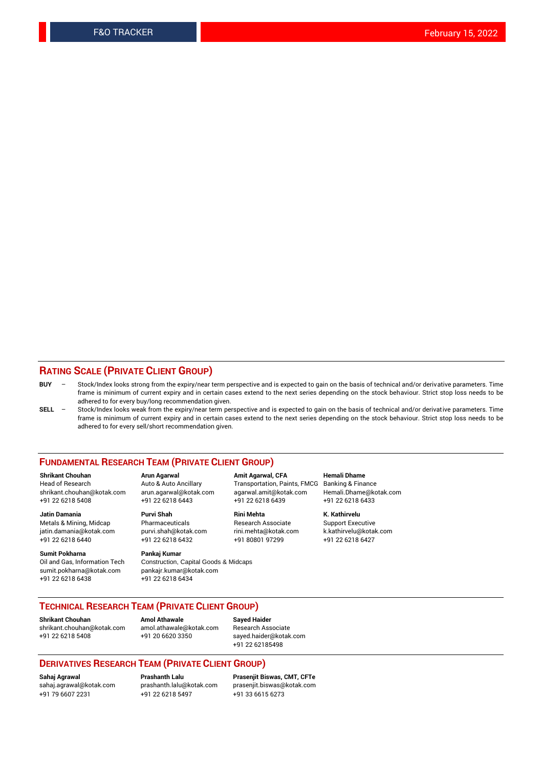## RATING SCALE (PRIVATE CLIENT GROUP)

**BUY** – Stock/Index looks strong from the expiry/near term perspective and is expected to gain on the basis of technical and/or derivative parameters. Time frame is minimum of current expiry and in certain cases extend to the next series depending on the stock behaviour. Strict stop loss needs to be adhered to for every buy/long recommendation given.

**SELL** – Stock/Index looks weak from the expiry/near term perspective and is expected to gain on the basis of technical and/or derivative parameters. Time frame is minimum of current expiry and in certain cases extend to the next series depending on the stock behaviour. Strict stop loss needs to be adhered to for every sell/short recommendation given.

## FUNDAMENTAL RESEARCH TEAM (PRIVATE CLIENT GROUP)

**Shrikant Chouhan**
Head of Research
shrikant.chouhan@kotak.com
+91 22 6218 5408

**Arun Agarwal**
Auto & Auto Ancillary
arun.agarwal@kotak.com
+91 22 6218 6443

**Amit Agarwal, CFA**
Transportation, Paints, FMCG
agarwal.amit@kotak.com
+91 22 6218 6439

**Hemali Dhame**
Banking & Finance
Hemali.Dhame@kotak.com
+91 22 6218 6433

**Jatin Damania**
Metals & Mining, Midcap
jatin.damania@kotak.com
+91 22 6218 6440

**Purvi Shah**
Pharmaceuticals
purvi.shah@kotak.com
+91 22 6218 6432

**Rini Mehta**
Research Associate
rini.mehta@kotak.com
+91 80801 97299

**K. Kathirvelu**
Support Executive
k.kathirvelu@kotak.com
+91 22 6218 6427

**Sumit Pokharna**
Oil and Gas, Information Tech
sumit.pokharna@kotak.com
+91 22 6218 6438

**Pankaj Kumar**
Construction, Capital Goods & Midcaps
pankajr.kumar@kotak.com
+91 22 6218 6434

## TECHNICAL RESEARCH TEAM (PRIVATE CLIENT GROUP)

**Shrikant Chouhan**
shrikant.chouhan@kotak.com
+91 22 6218 5408

**Amol Athawale**
amol.athawale@kotak.com
+91 20 6620 3350

**Sayed Haider**
Research Associate
sayed.haider@kotak.com
+91 22 62185498

## DERIVATIVES RESEARCH TEAM (PRIVATE CLIENT GROUP)

**Sahaj Agrawal**
sahaj.agrawal@kotak.com
+91 79 6607 2231

**Prashanth Lalu**
prashanth.lalu@kotak.com
+91 22 6218 5497

**Prasenjit Biswas, CMT, CFTe**
prasenjit.biswas@kotak.com
+91 33 6615 6273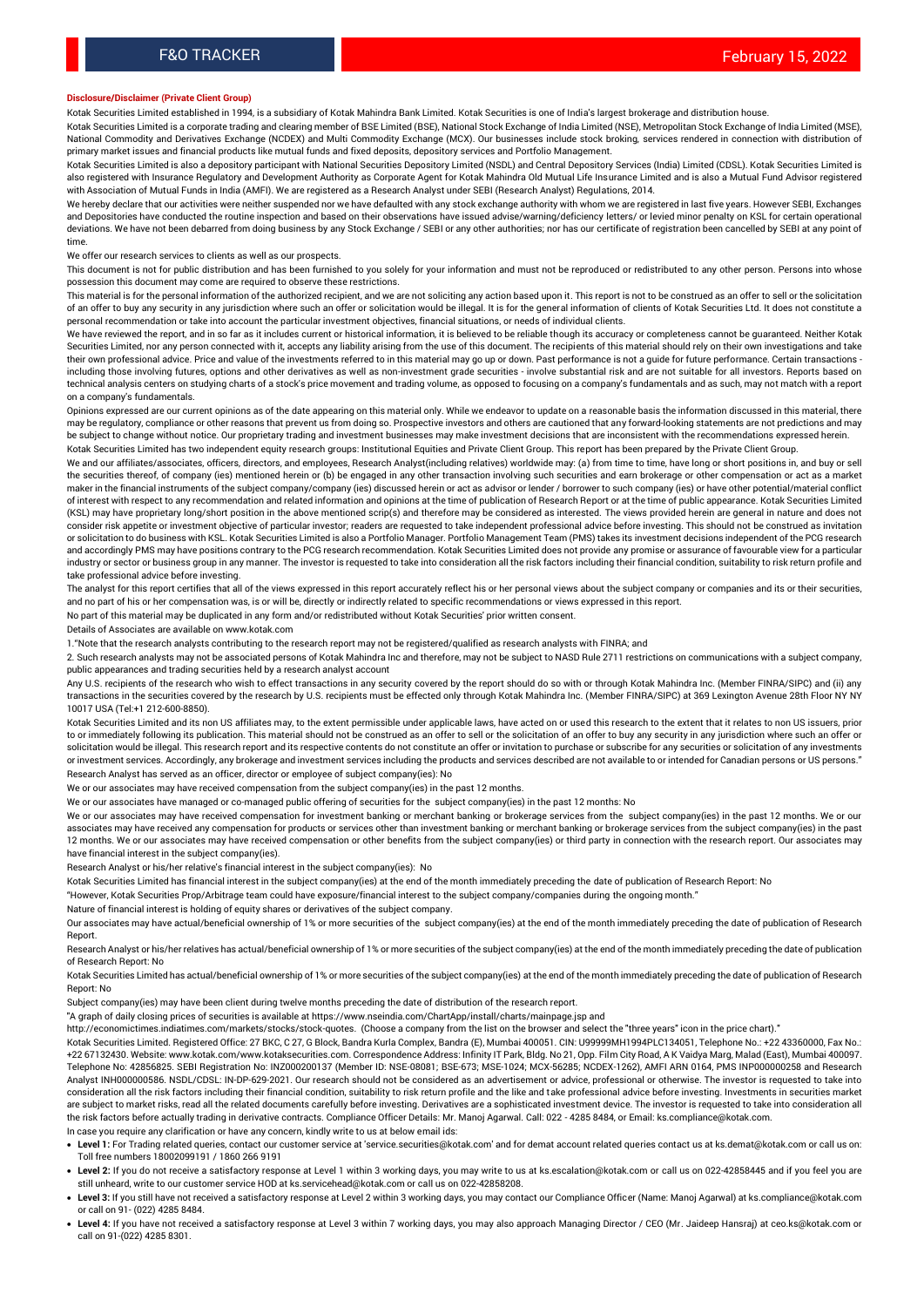**Disclosure/Disclaimer (Private Client Group)**

Kotak Securities Limited established in 1994, is a subsidiary of Kotak Mahindra Bank Limited. Kotak Securities is one of India's largest brokerage and distribution house.

Kotak Securities Limited is a corporate trading and clearing member of BSE Limited (BSE), National Stock Exchange of India Limited (NSE), Metropolitan Stock Exchange of India Limited (MSE), National Commodity and Derivatives Exchange (NCDEX) and Multi Commodity Exchange (MCX). Our businesses include stock broking, services rendered in connection with distribution of primary market issues and financial products like mutual funds and fixed deposits, depository services and Portfolio Management.

Kotak Securities Limited is also a depository participant with National Securities Depository Limited (NSDL) and Central Depository Services (India) Limited (CDSL). Kotak Securities Limited is also registered with Insurance Regulatory and Development Authority as Corporate Agent for Kotak Mahindra Old Mutual Life Insurance Limited and is also a Mutual Fund Advisor registered with Association of Mutual Funds in India (AMFI). We are registered as a Research Analyst under SEBI (Research Analyst) Regulations, 2014.

We hereby declare that our activities were neither suspended nor we have defaulted with any stock exchange authority with whom we are registered in last five years. However SEBI, Exchanges and Depositories have conducted the routine inspection and based on their observations have issued advise/warning/deficiency letters/ or levied minor penalty on KSL for certain operational deviations. We have not been debarred from doing business by any Stock Exchange / SEBI or any other authorities; nor has our certificate of registration been cancelled by SEBI at any point of time.

We offer our research services to clients as well as our prospects.

This document is not for public distribution and has been furnished to you solely for your information and must not be reproduced or redistributed to any other person. Persons into whose possession this document may come are required to observe these restrictions.

This material is for the personal information of the authorized recipient, and we are not soliciting any action based upon it. This report is not to be construed as an offer to sell or the solicitation of an offer to buy any security in any jurisdiction where such an offer or solicitation would be illegal. It is for the general information of clients of Kotak Securities Ltd. It does not constitute a personal recommendation or take into account the particular investment objectives, financial situations, or needs of individual clients.

We have reviewed the report, and in so far as it includes current or historical information, it is believed to be reliable though its accuracy or completeness cannot be guaranteed. Neither Kotak Securities Limited, nor any person connected with it, accepts any liability arising from the use of this document. The recipients of this material should rely on their own investigations and take their own professional advice. Price and value of the investments referred to in this material may go up or down. Past performance is not a guide for future performance. Certain transactions - including those involving futures, options and other derivatives as well as non-investment grade securities - involve substantial risk and are not suitable for all investors. Reports based on technical analysis centers on studying charts of a stock's price movement and trading volume, as opposed to focusing on a company's fundamentals and as such, may not match with a report on a company's fundamentals.

Opinions expressed are our current opinions as of the date appearing on this material only. While we endeavor to update on a reasonable basis the information discussed in this material, there may be regulatory, compliance or other reasons that prevent us from doing so. Prospective investors and others are cautioned that any forward-looking statements are not predictions and may be subject to change without notice. Our proprietary trading and investment businesses may make investment decisions that are inconsistent with the recommendations expressed herein.

Kotak Securities Limited has two independent equity research groups: Institutional Equities and Private Client Group. This report has been prepared by the Private Client Group.

We and our affiliates/associates, officers, directors, and employees, Research Analyst(including relatives) worldwide may: (a) from time to time, have long or short positions in, and buy or sell the securities thereof, of company (ies) mentioned herein or (b) be engaged in any other transaction involving such securities and earn brokerage or other compensation or act as a market maker in the financial instruments of the subject company/company (ies) discussed herein or act as advisor or lender / borrower to such company (ies) or have other potential/material conflict of interest with respect to any recommendation and related information and opinions at the time of publication of Research Report or at the time of public appearance. Kotak Securities Limited (KSL) may have proprietary long/short position in the above mentioned scrip(s) and therefore may be considered as interested. The views provided herein are general in nature and does not consider risk appetite or investment objective of particular investor; readers are requested to take independent professional advice before investing. This should not be construed as invitation or solicitation to do business with KSL. Kotak Securities Limited is also a Portfolio Manager. Portfolio Management Team (PMS) takes its investment decisions independent of the PCG research and accordingly PMS may have positions contrary to the PCG research recommendation. Kotak Securities Limited does not provide any promise or assurance of favourable view for a particular industry or sector or business group in any manner. The investor is requested to take into consideration all the risk factors including their financial condition, suitability to risk return profile and take professional advice before investing.

The analyst for this report certifies that all of the views expressed in this report accurately reflect his or her personal views about the subject company or companies and its or their securities, and no part of his or her compensation was, is or will be, directly or indirectly related to specific recommendations or views expressed in this report.

No part of this material may be duplicated in any form and/or redistributed without Kotak Securities' prior written consent.

Details of Associates are available on www.kotak.com

1."Note that the research analysts contributing to the research report may not be registered/qualified as research analysts with FINRA; and

2. Such research analysts may not be associated persons of Kotak Mahindra Inc and therefore, may not be subject to NASD Rule 2711 restrictions on communications with a subject company, public appearances and trading securities held by a research analyst account

Any U.S. recipients of the research who wish to effect transactions in any security covered by the report should do so with or through Kotak Mahindra Inc. (Member FINRA/SIPC) and (ii) any transactions in the securities covered by the research by U.S. recipients must be effected only through Kotak Mahindra Inc. (Member FINRA/SIPC) at 369 Lexington Avenue 28th Floor NY NY 10017 USA (Tel:+1 212-600-8850).

Kotak Securities Limited and its non US affiliates may, to the extent permissible under applicable laws, have acted on or used this research to the extent that it relates to non US issuers, prior to or immediately following its publication. This material should not be construed as an offer to sell or the solicitation of an offer to buy any security in any jurisdiction where such an offer or solicitation would be illegal. This research report and its respective contents do not constitute an offer or invitation to purchase or subscribe for any securities or solicitation of any investments or investment services. Accordingly, any brokerage and investment services including the products and services described are not available to or intended for Canadian persons or US persons."

Research Analyst has served as an officer, director or employee of subject company(ies): No

We or our associates may have received compensation from the subject company(ies) in the past 12 months.

We or our associates have managed or co-managed public offering of securities for the subject company(ies) in the past 12 months: No

We or our associates may have received compensation for investment banking or merchant banking or brokerage services from the subject company(ies) in the past 12 months. We or our associates may have received any compensation for products or services other than investment banking or merchant banking or brokerage services from the subject company(ies) in the past 12 months. We or our associates may have received compensation or other benefits from the subject company(ies) or third party in connection with the research report. Our associates may have financial interest in the subject company(ies).

Research Analyst or his/her relative's financial interest in the subject company(ies): No

Kotak Securities Limited has financial interest in the subject company(ies) at the end of the month immediately preceding the date of publication of Research Report: No

"However, Kotak Securities Prop/Arbitrage team could have exposure/financial interest to the subject company/companies during the ongoing month."

Nature of financial interest is holding of equity shares or derivatives of the subject company.

Our associates may have actual/beneficial ownership of 1% or more securities of the subject company(ies) at the end of the month immediately preceding the date of publication of Research Report.

Research Analyst or his/her relatives has actual/beneficial ownership of 1% or more securities of the subject company(ies) at the end of the month immediately preceding the date of publication of Research Report: No

Kotak Securities Limited has actual/beneficial ownership of 1% or more securities of the subject company(ies) at the end of the month immediately preceding the date of publication of Research Report: No

Subject company(ies) may have been client during twelve months preceding the date of distribution of the research report.

"A graph of daily closing prices of securities is available at https://www.nseindia.com/ChartApp/install/charts/mainpage.jsp and

http://economictimes.indiatimes.com/markets/stocks/stock-quotes. (Choose a company from the list on the browser and select the "three years" icon in the price chart)."

Kotak Securities Limited. Registered Office: 27 BKC, C 27, G Block, Bandra Kurla Complex, Bandra (E), Mumbai 400051. CIN: U99999MH1994PLC134051, Telephone No.: +22 43360000, Fax No.: +22 67132430. Website: www.kotak.com/www.kotaksecurities.com. Correspondence Address: Infinity IT Park, Bldg. No 21, Opp. Film City Road, A K Vaidya Marg, Malad (East), Mumbai 400097. Telephone No: 42856825. SEBI Registration No: INZ000200137 (Member ID: NSE-08081; BSE-673; MSE-1024; MCX-56285; NCDEX-1262), AMFI ARN 0164, PMS INP000000258 and Research Analyst INH000000586. NSDL/CDSL: IN-DP-629-2021. Our research should not be considered as an advertisement or advice, professional or otherwise. The investor is requested to take into consideration all the risk factors including their financial condition, suitability to risk return profile and the like and take professional advice before investing. Investments in securities market are subject to market risks, read all the related documents carefully before investing. Derivatives are a sophisticated investment device. The investor is requested to take into consideration all the risk factors before actually trading in derivative contracts. Compliance Officer Details: Mr. Manoj Agarwal. Call: 022 - 4285 8484, or Email: ks.compliance@kotak.com.

In case you require any clarification or have any concern, kindly write to us at below email ids:

- **Level 1:** For Trading related queries, contact our customer service at 'service.securities@kotak.com' and for demat account related queries contact us at ks.demat@kotak.com or call us on: Toll free numbers 18002099191 / 1860 266 9191
- **Level 2:** If you do not receive a satisfactory response at Level 1 within 3 working days, you may write to us at ks.escalation@kotak.com or call us on 022-42858445 and if you feel you are still unheard, write to our customer service HOD at ks.servicehead@kotak.com or call us on 022-42858208.
- **Level 3:** If you still have not received a satisfactory response at Level 2 within 3 working days, you may contact our Compliance Officer (Name: Manoj Agarwal) at ks.compliance@kotak.com or call on 91- (022) 4285 8484.
- **Level 4:** If you have not received a satisfactory response at Level 3 within 7 working days, you may also approach Managing Director / CEO (Mr. Jaideep Hansraj) at ceo.ks@kotak.com or call on 91-(022) 4285 8301.